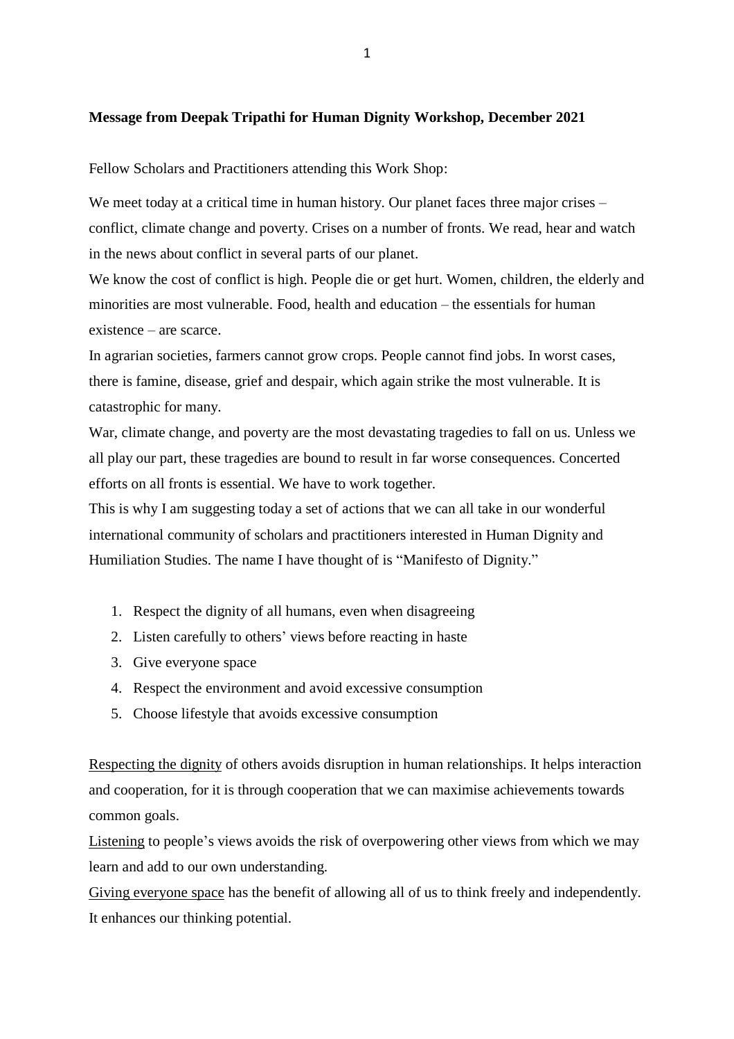**Message from Deepak Tripathi for Human Dignity Workshop, December 2021**

Fellow Scholars and Practitioners attending this Work Shop:

We meet today at a critical time in human history. Our planet faces three major crises – conflict, climate change and poverty. Crises on a number of fronts. We read, hear and watch in the news about conflict in several parts of our planet.

We know the cost of conflict is high. People die or get hurt. Women, children, the elderly and minorities are most vulnerable. Food, health and education – the essentials for human existence – are scarce.

In agrarian societies, farmers cannot grow crops. People cannot find jobs. In worst cases, there is famine, disease, grief and despair, which again strike the most vulnerable. It is catastrophic for many.

War, climate change, and poverty are the most devastating tragedies to fall on us. Unless we all play our part, these tragedies are bound to result in far worse consequences. Concerted efforts on all fronts is essential. We have to work together.

This is why I am suggesting today a set of actions that we can all take in our wonderful international community of scholars and practitioners interested in Human Dignity and Humiliation Studies. The name I have thought of is "Manifesto of Dignity."

1. Respect the dignity of all humans, even when disagreeing
2. Listen carefully to others' views before reacting in haste
3. Give everyone space
4. Respect the environment and avoid excessive consumption
5. Choose lifestyle that avoids excessive consumption

<u>Respecting the dignity</u> of others avoids disruption in human relationships. It helps interaction and cooperation, for it is through cooperation that we can maximise achievements towards common goals.

<u>Listening</u> to people's views avoids the risk of overpowering other views from which we may learn and add to our own understanding.

<u>Giving everyone space</u> has the benefit of allowing all of us to think freely and independently. It enhances our thinking potential.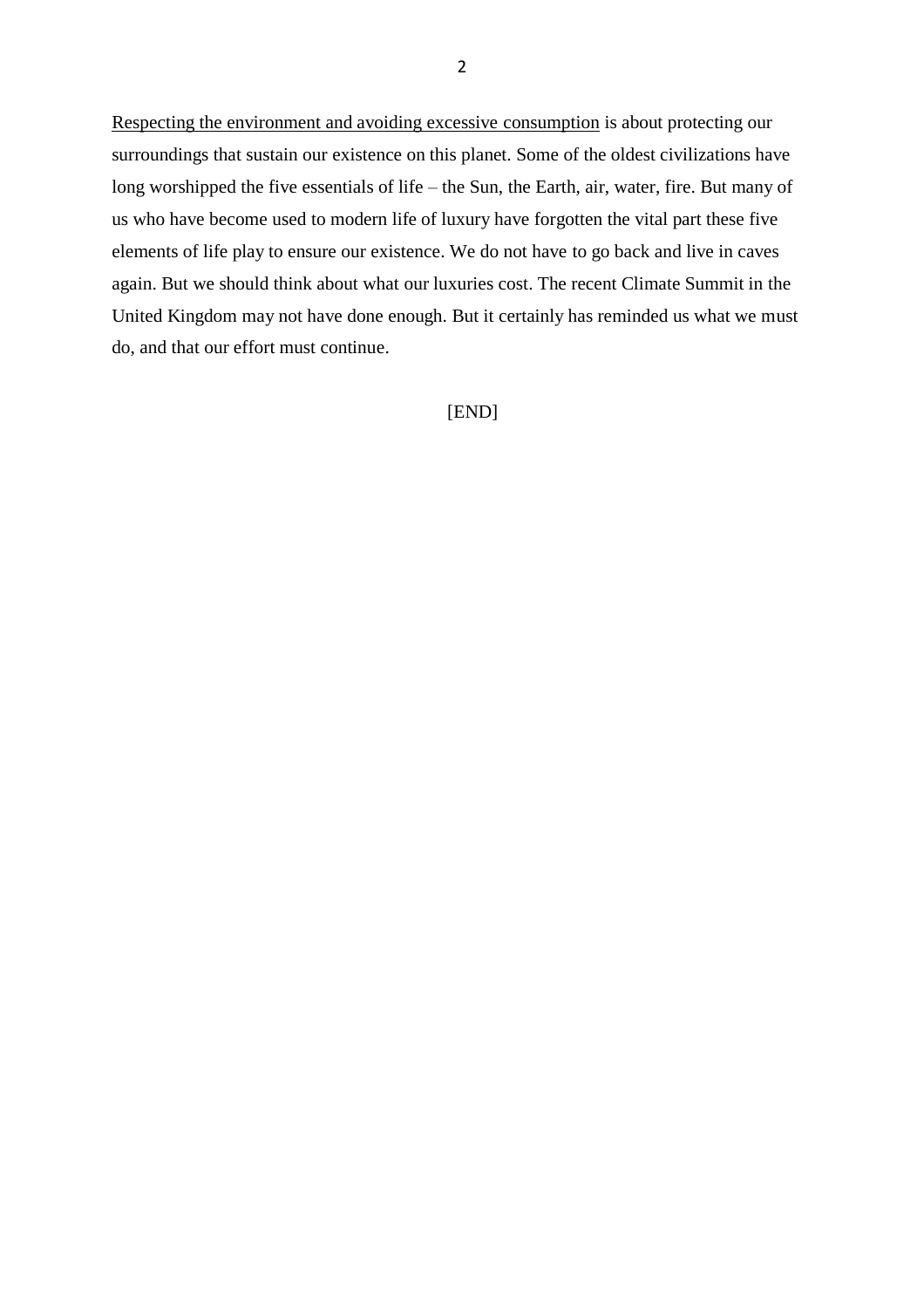<u>Respecting the environment and avoiding excessive consumption</u> is about protecting our surroundings that sustain our existence on this planet. Some of the oldest civilizations have long worshipped the five essentials of life – the Sun, the Earth, air, water, fire. But many of us who have become used to modern life of luxury have forgotten the vital part these five elements of life play to ensure our existence. We do not have to go back and live in caves again. But we should think about what our luxuries cost. The recent Climate Summit in the United Kingdom may not have done enough. But it certainly has reminded us what we must do, and that our effort must continue.

[END]